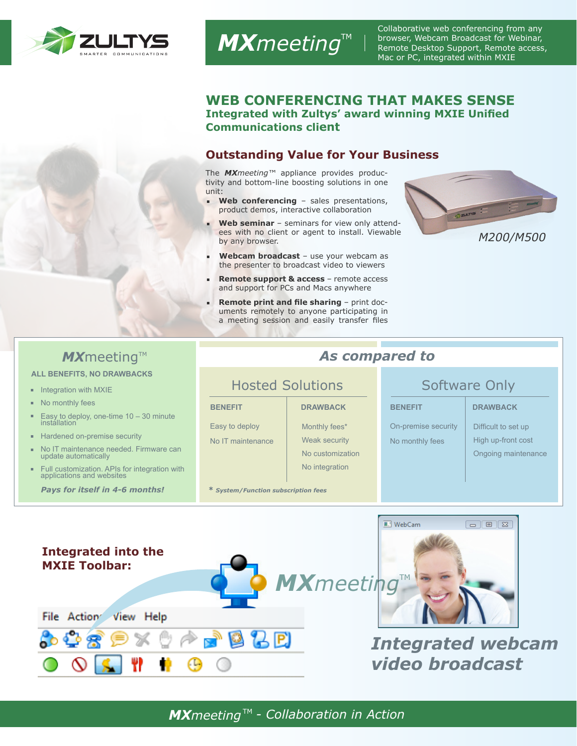ZULTYS
SMARTER COMMUNICATIONS

# MXmeeting™

Collaborative web conferencing from any browser, Webcam Broadcast for Webinar, Remote Desktop Support, Remote access, Mac or PC, integrated within MXIE

## WEB CONFERENCING THAT MAKES SENSE

### Integrated with Zultys' award winning MXIE Unified Communications client

## Outstanding Value for Your Business

The ***MX**meeting*™ appliance provides productivity and bottom-line boosting solutions in one unit:

- **Web conferencing** – sales presentations, product demos, interactive collaboration
- **Web seminar** – seminars for view only attendees with no client or agent to install. Viewable by any browser.
- **Webcam broadcast** – use your webcam as the presenter to broadcast video to viewers
- **Remote support & access** – remote access and support for PCs and Macs anywhere
- **Remote print and file sharing** – print documents remotely to anyone participating in a meeting session and easily transfer files

*M200/M500*

### MXmeeting™

**ALL BENEFITS, NO DRAWBACKS**

- Integration with MXIE
- No monthly fees
- Easy to deploy, one-time 10 – 30 minute installation
- Hardened on-premise security
- No IT maintenance needed. Firmware can update automatically
- Full customization. APIs for integration with applications and websites

***Pays for itself in 4-6 months!***

### *As compared to*

| Hosted Solutions | | Software Only | |
|---|---|---|---|
| BENEFIT | DRAWBACK | BENEFIT | DRAWBACK |
| Easy to deploy | Monthly fees* | On-premise security | Difficult to set up |
| No IT maintenance | Weak security | No monthly fees | High up-front cost |
| | No customization | | Ongoing maintenance |
| | No integration | | |

\* *System/Function subscription fees*

## Integrated into the MXIE Toolbar:

File Action View Help

***MX**meeting*™

WebCam

## *Integrated webcam video broadcast*

***MX**meeting*™ *- Collaboration in Action*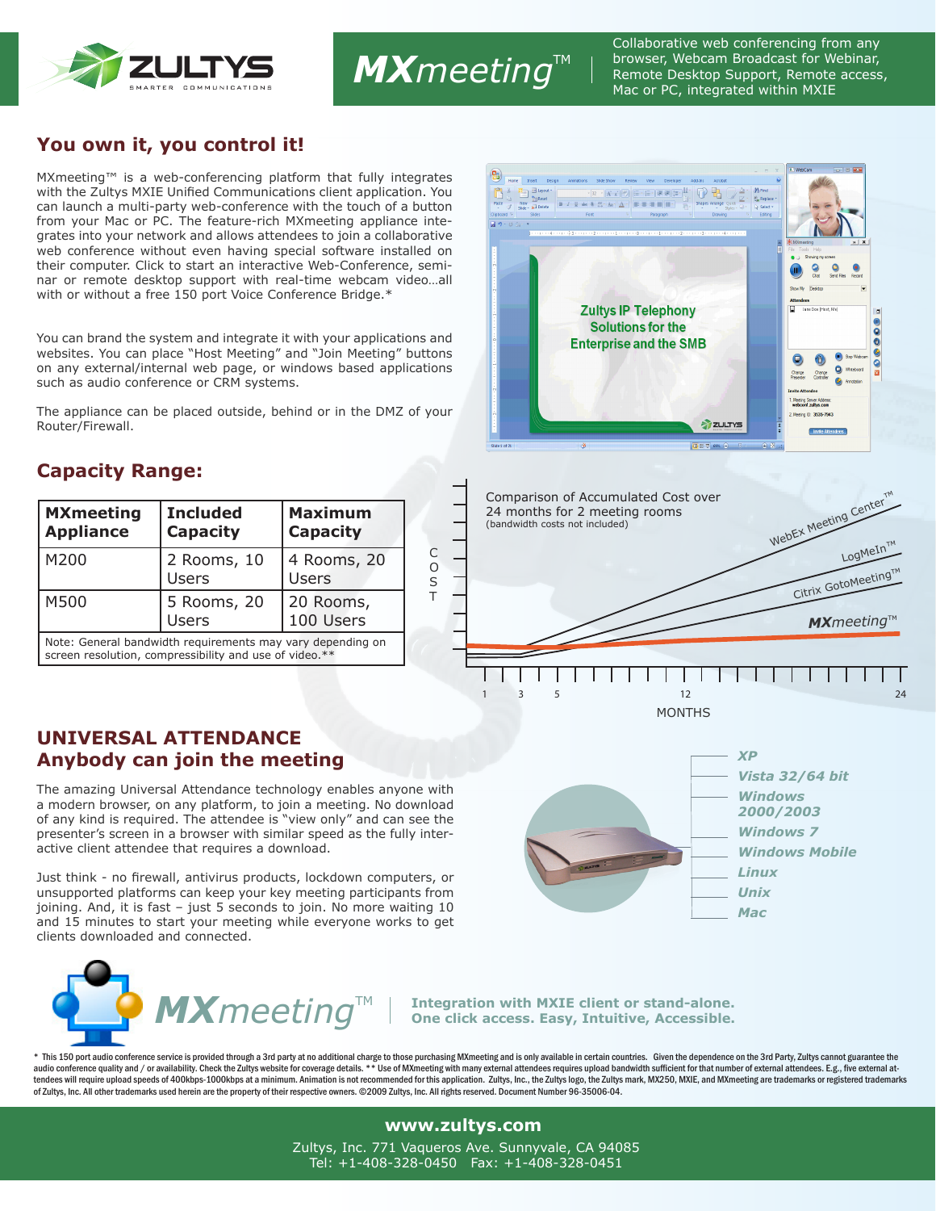# MXmeeting™

Collaborative web conferencing from any browser, Webcam Broadcast for Webinar, Remote Desktop Support, Remote access, Mac or PC, integrated within MXIE

## You own it, you control it!

MXmeeting™ is a web-conferencing platform that fully integrates with the Zultys MXIE Unified Communications client application. You can launch a multi-party web-conference with the touch of a button from your Mac or PC. The feature-rich MXmeeting appliance integrates into your network and allows attendees to join a collaborative web conference without even having special software installed on their computer. Click to start an interactive Web-Conference, seminar or remote desktop support with real-time webcam video…all with or without a free 150 port Voice Conference Bridge.*

You can brand the system and integrate it with your applications and websites. You can place "Host Meeting" and "Join Meeting" buttons on any external/internal web page, or windows based applications such as audio conference or CRM systems.

The appliance can be placed outside, behind or in the DMZ of your Router/Firewall.

Zultys IP Telephony Solutions for the Enterprise and the SMB

## Capacity Range:

| MXmeeting Appliance | Included Capacity | Maximum Capacity |
|---|---|---|
| M200 | 2 Rooms, 10 Users | 4 Rooms, 20 Users |
| M500 | 5 Rooms, 20 Users | 20 Rooms, 100 Users |
| Note: General bandwidth requirements may vary depending on screen resolution, compressibility and use of video.** | | |

Comparison of Accumulated Cost over 24 months for 2 meeting rooms
(bandwidth costs not included)

COST

WebEx Meeting Center™
LogMeIn™
Citrix GotoMeeting™
MXmeeting™

1
3
5
12
24

MONTHS

## UNIVERSAL ATTENDANCE
## Anybody can join the meeting

The amazing Universal Attendance technology enables anyone with a modern browser, on any platform, to join a meeting. No download of any kind is required. The attendee is "view only" and can see the presenter's screen in a browser with similar speed as the fully interactive client attendee that requires a download.

Just think - no firewall, antivirus products, lockdown computers, or unsupported platforms can keep your key meeting participants from joining. And, it is fast – just 5 seconds to join. No more waiting 10 and 15 minutes to start your meeting while everyone works to get clients downloaded and connected.

- *XP*
- *Vista 32/64 bit*
- *Windows 2000/2003*
- *Windows 7*
- *Windows Mobile*
- *Linux*
- *Unix*
- *Mac*

**MXmeeting™** | **Integration with MXIE client or stand-alone. One click access. Easy, Intuitive, Accessible.**

\* This 150 port audio conference service is provided through a 3rd party at no additional charge to those purchasing MXmeeting and is only available in certain countries. Given the dependence on the 3rd Party, Zultys cannot guarantee the audio conference quality and / or availability. Check the Zultys website for coverage details. ** Use of MXmeeting with many external attendees requires upload bandwidth sufficient for that number of external attendees. E.g., five external attendees will require upload speeds of 400kbps-1000kbps at a minimum. Animation is not recommended for this application. Zultys, Inc., the Zultys logo, the Zultys mark, MX250, MXIE, and MXmeeting are trademarks or registered trademarks of Zultys, Inc. All other trademarks used herein are the property of their respective owners. ©2009 Zultys, Inc. All rights reserved. Document Number 96-35006-04.

**www.zultys.com**

Zultys, Inc. 771 Vaqueros Ave. Sunnyvale, CA 94085
Tel: +1-408-328-0450 Fax: +1-408-328-0451